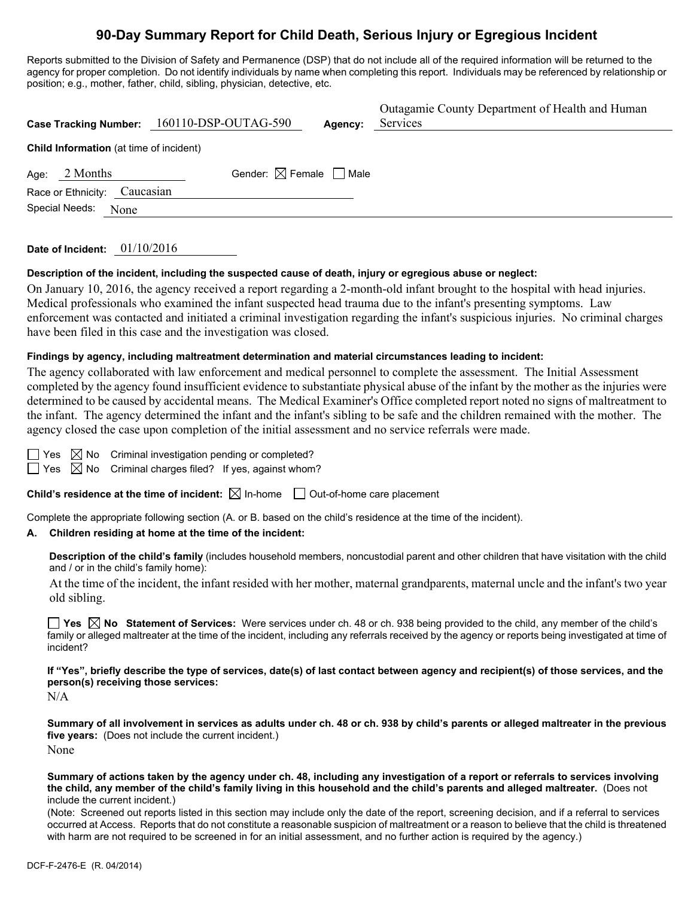# 90-Day Summary Report for Child Death, Serious Injury or Egregious Incident

Reports submitted to the Division of Safety and Permanence (DSP) that do not include all of the required information will be returned to the agency for proper completion. Do not identify individuals by name when completing this report. Individuals may be referenced by relationship or position; e.g., mother, father, child, sibling, physician, detective, etc.

**Case Tracking Number:** 160110-DSP-OUTAG-590 **Agency:** Outagamie County Department of Health and Human Services

**Child Information** (at time of incident)

Age: 2 Months Gender: ☒ Female ☐ Male

Race or Ethnicity: Caucasian

Special Needs: None

**Date of Incident:** 01/10/2016

**Description of the incident, including the suspected cause of death, injury or egregious abuse or neglect:**

On January 10, 2016, the agency received a report regarding a 2-month-old infant brought to the hospital with head injuries. Medical professionals who examined the infant suspected head trauma due to the infant's presenting symptoms. Law enforcement was contacted and initiated a criminal investigation regarding the infant's suspicious injuries. No criminal charges have been filed in this case and the investigation was closed.

**Findings by agency, including maltreatment determination and material circumstances leading to incident:**

The agency collaborated with law enforcement and medical personnel to complete the assessment. The Initial Assessment completed by the agency found insufficient evidence to substantiate physical abuse of the infant by the mother as the injuries were determined to be caused by accidental means. The Medical Examiner's Office completed report noted no signs of maltreatment to the infant. The agency determined the infant and the infant's sibling to be safe and the children remained with the mother. The agency closed the case upon completion of the initial assessment and no service referrals were made.

☐ Yes ☒ No Criminal investigation pending or completed?

☐ Yes ☒ No Criminal charges filed? If yes, against whom?

**Child's residence at the time of incident:** ☒ In-home ☐ Out-of-home care placement

Complete the appropriate following section (A. or B. based on the child's residence at the time of the incident).

**A. Children residing at home at the time of the incident:**

**Description of the child's family** (includes household members, noncustodial parent and other children that have visitation with the child and / or in the child's family home):

At the time of the incident, the infant resided with her mother, maternal grandparents, maternal uncle and the infant's two year old sibling.

☐ **Yes** ☒ **No** **Statement of Services:** Were services under ch. 48 or ch. 938 being provided to the child, any member of the child's family or alleged maltreater at the time of the incident, including any referrals received by the agency or reports being investigated at time of incident?

**If "Yes", briefly describe the type of services, date(s) of last contact between agency and recipient(s) of those services, and the person(s) receiving those services:**

N/A

**Summary of all involvement in services as adults under ch. 48 or ch. 938 by child's parents or alleged maltreater in the previous five years:** (Does not include the current incident.)

None

**Summary of actions taken by the agency under ch. 48, including any investigation of a report or referrals to services involving the child, any member of the child's family living in this household and the child's parents and alleged maltreater.** (Does not include the current incident.)

(Note: Screened out reports listed in this section may include only the date of the report, screening decision, and if a referral to services occurred at Access. Reports that do not constitute a reasonable suspicion of maltreatment or a reason to believe that the child is threatened with harm are not required to be screened in for an initial assessment, and no further action is required by the agency.)

DCF-F-2476-E (R. 04/2014)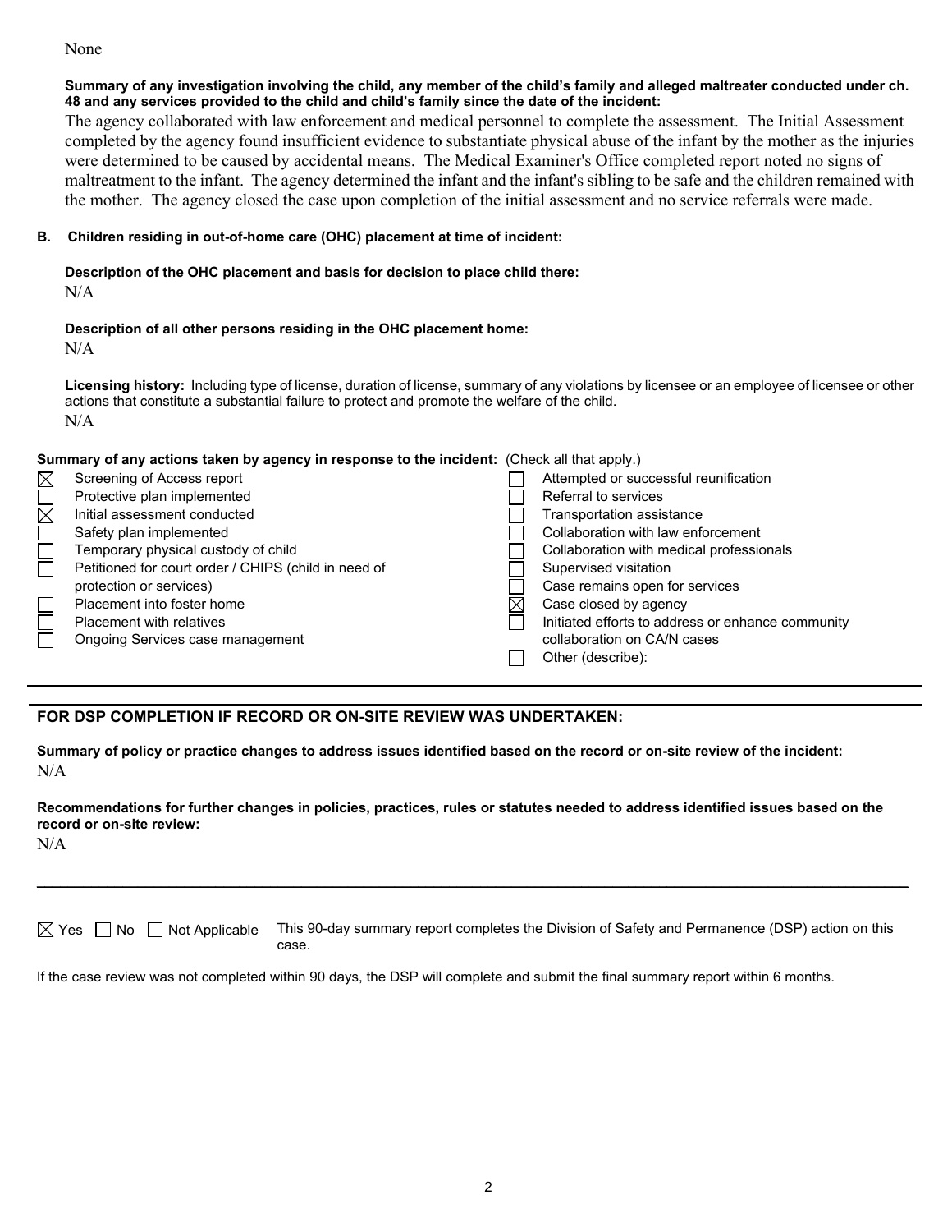None

**Summary of any investigation involving the child, any member of the child's family and alleged maltreater conducted under ch. 48 and any services provided to the child and child's family since the date of the incident:**

The agency collaborated with law enforcement and medical personnel to complete the assessment. The Initial Assessment completed by the agency found insufficient evidence to substantiate physical abuse of the infant by the mother as the injuries were determined to be caused by accidental means. The Medical Examiner's Office completed report noted no signs of maltreatment to the infant. The agency determined the infant and the infant's sibling to be safe and the children remained with the mother. The agency closed the case upon completion of the initial assessment and no service referrals were made.

**B. Children residing in out-of-home care (OHC) placement at time of incident:**

**Description of the OHC placement and basis for decision to place child there:**

N/A

**Description of all other persons residing in the OHC placement home:**

N/A

**Licensing history:** Including type of license, duration of license, summary of any violations by licensee or an employee of licensee or other actions that constitute a substantial failure to protect and promote the welfare of the child.

N/A

**Summary of any actions taken by agency in response to the incident:** (Check all that apply.)

- ☒ Screening of Access report
- ☐ Protective plan implemented
- ☒ Initial assessment conducted
- ☐ Safety plan implemented
- ☐ Temporary physical custody of child
- ☐ Petitioned for court order / CHIPS (child in need of protection or services)
- ☐ Placement into foster home
- ☐ Placement with relatives
- ☐ Ongoing Services case management
- ☐ Attempted or successful reunification
- ☐ Referral to services
- ☐ Transportation assistance
- ☐ Collaboration with law enforcement
- ☐ Collaboration with medical professionals
- ☐ Supervised visitation
- ☐ Case remains open for services
- ☒ Case closed by agency
- ☐ Initiated efforts to address or enhance community collaboration on CA/N cases
- ☐ Other (describe):

---

## FOR DSP COMPLETION IF RECORD OR ON-SITE REVIEW WAS UNDERTAKEN:

**Summary of policy or practice changes to address issues identified based on the record or on-site review of the incident:**

N/A

**Recommendations for further changes in policies, practices, rules or statutes needed to address identified issues based on the record or on-site review:**

N/A

---

☒ Yes ☐ No ☐ Not Applicable This 90-day summary report completes the Division of Safety and Permanence (DSP) action on this case.

If the case review was not completed within 90 days, the DSP will complete and submit the final summary report within 6 months.